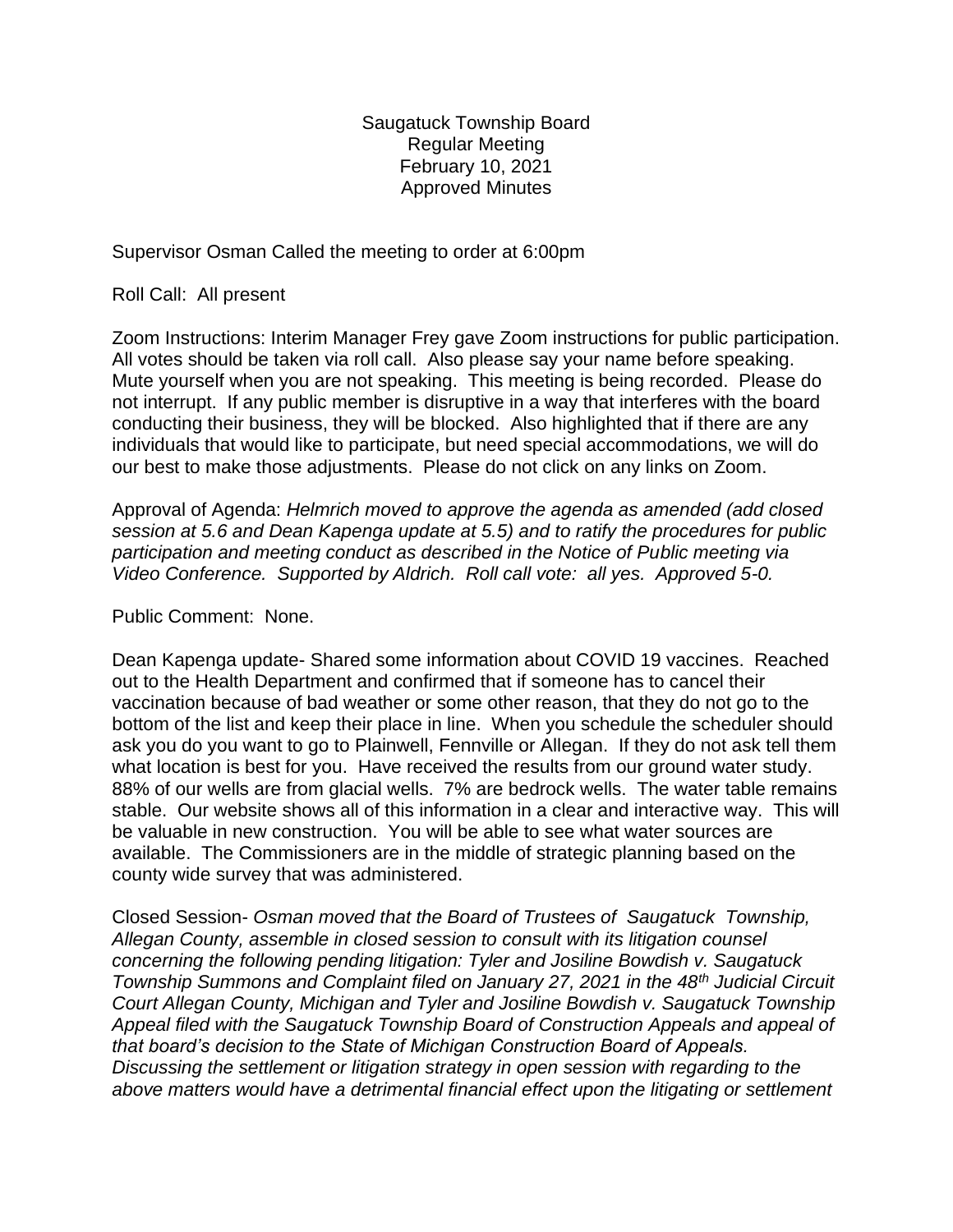Saugatuck Township Board
Regular Meeting
February 10, 2021
Approved Minutes

Supervisor Osman Called the meeting to order at 6:00pm

Roll Call: All present

Zoom Instructions: Interim Manager Frey gave Zoom instructions for public participation. All votes should be taken via roll call. Also please say your name before speaking. Mute yourself when you are not speaking. This meeting is being recorded. Please do not interrupt. If any public member is disruptive in a way that interferes with the board conducting their business, they will be blocked. Also highlighted that if there are any individuals that would like to participate, but need special accommodations, we will do our best to make those adjustments. Please do not click on any links on Zoom.

Approval of Agenda: *Helmrich moved to approve the agenda as amended (add closed session at 5.6 and Dean Kapenga update at 5.5) and to ratify the procedures for public participation and meeting conduct as described in the Notice of Public meeting via Video Conference. Supported by Aldrich. Roll call vote: all yes. Approved 5-0.*

Public Comment: None.

Dean Kapenga update- Shared some information about COVID 19 vaccines. Reached out to the Health Department and confirmed that if someone has to cancel their vaccination because of bad weather or some other reason, that they do not go to the bottom of the list and keep their place in line. When you schedule the scheduler should ask you do you want to go to Plainwell, Fennville or Allegan. If they do not ask tell them what location is best for you. Have received the results from our ground water study. 88% of our wells are from glacial wells. 7% are bedrock wells. The water table remains stable. Our website shows all of this information in a clear and interactive way. This will be valuable in new construction. You will be able to see what water sources are available. The Commissioners are in the middle of strategic planning based on the county wide survey that was administered.

Closed Session- *Osman moved that the Board of Trustees of Saugatuck Township, Allegan County, assemble in closed session to consult with its litigation counsel concerning the following pending litigation: Tyler and Josiline Bowdish v. Saugatuck Township Summons and Complaint filed on January 27, 2021 in the 48th Judicial Circuit Court Allegan County, Michigan and Tyler and Josiline Bowdish v. Saugatuck Township Appeal filed with the Saugatuck Township Board of Construction Appeals and appeal of that board's decision to the State of Michigan Construction Board of Appeals. Discussing the settlement or litigation strategy in open session with regarding to the above matters would have a detrimental financial effect upon the litigating or settlement*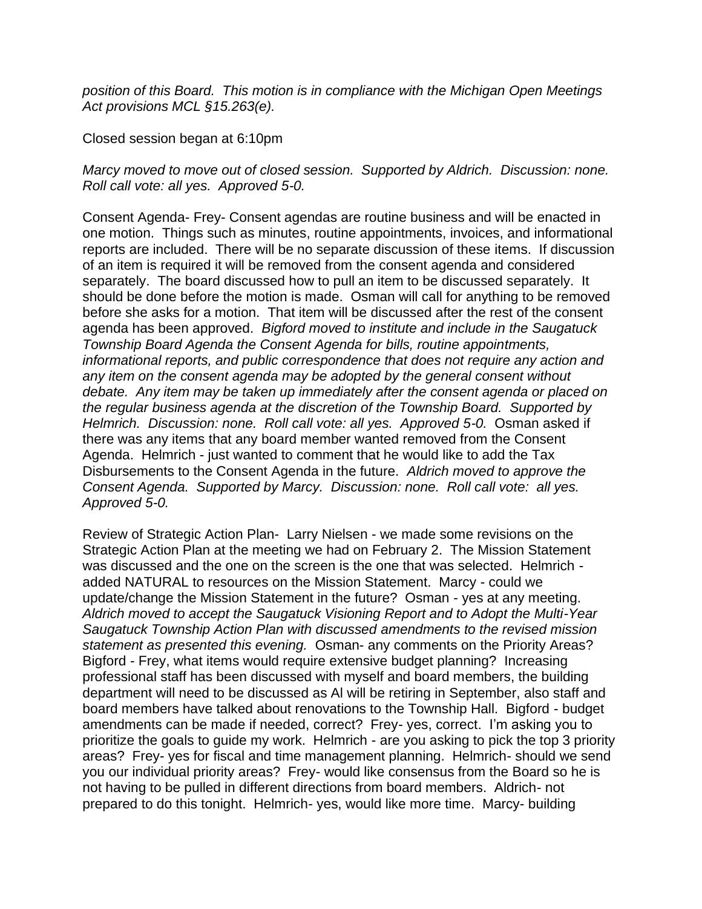*position of this Board. This motion is in compliance with the Michigan Open Meetings Act provisions MCL §15.263(e).*

Closed session began at 6:10pm

*Marcy moved to move out of closed session. Supported by Aldrich. Discussion: none. Roll call vote: all yes. Approved 5-0.*

Consent Agenda- Frey- Consent agendas are routine business and will be enacted in one motion. Things such as minutes, routine appointments, invoices, and informational reports are included. There will be no separate discussion of these items. If discussion of an item is required it will be removed from the consent agenda and considered separately. The board discussed how to pull an item to be discussed separately. It should be done before the motion is made. Osman will call for anything to be removed before she asks for a motion. That item will be discussed after the rest of the consent agenda has been approved. *Bigford moved to institute and include in the Saugatuck Township Board Agenda the Consent Agenda for bills, routine appointments, informational reports, and public correspondence that does not require any action and any item on the consent agenda may be adopted by the general consent without debate. Any item may be taken up immediately after the consent agenda or placed on the regular business agenda at the discretion of the Township Board. Supported by Helmrich. Discussion: none. Roll call vote: all yes. Approved 5-0.* Osman asked if there was any items that any board member wanted removed from the Consent Agenda. Helmrich - just wanted to comment that he would like to add the Tax Disbursements to the Consent Agenda in the future. *Aldrich moved to approve the Consent Agenda. Supported by Marcy. Discussion: none. Roll call vote: all yes. Approved 5-0.*

Review of Strategic Action Plan- Larry Nielsen - we made some revisions on the Strategic Action Plan at the meeting we had on February 2. The Mission Statement was discussed and the one on the screen is the one that was selected. Helmrich - added NATURAL to resources on the Mission Statement. Marcy - could we update/change the Mission Statement in the future? Osman - yes at any meeting. *Aldrich moved to accept the Saugatuck Visioning Report and to Adopt the Multi-Year Saugatuck Township Action Plan with discussed amendments to the revised mission statement as presented this evening.* Osman- any comments on the Priority Areas? Bigford - Frey, what items would require extensive budget planning? Increasing professional staff has been discussed with myself and board members, the building department will need to be discussed as Al will be retiring in September, also staff and board members have talked about renovations to the Township Hall. Bigford - budget amendments can be made if needed, correct? Frey- yes, correct. I'm asking you to prioritize the goals to guide my work. Helmrich - are you asking to pick the top 3 priority areas? Frey- yes for fiscal and time management planning. Helmrich- should we send you our individual priority areas? Frey- would like consensus from the Board so he is not having to be pulled in different directions from board members. Aldrich- not prepared to do this tonight. Helmrich- yes, would like more time. Marcy- building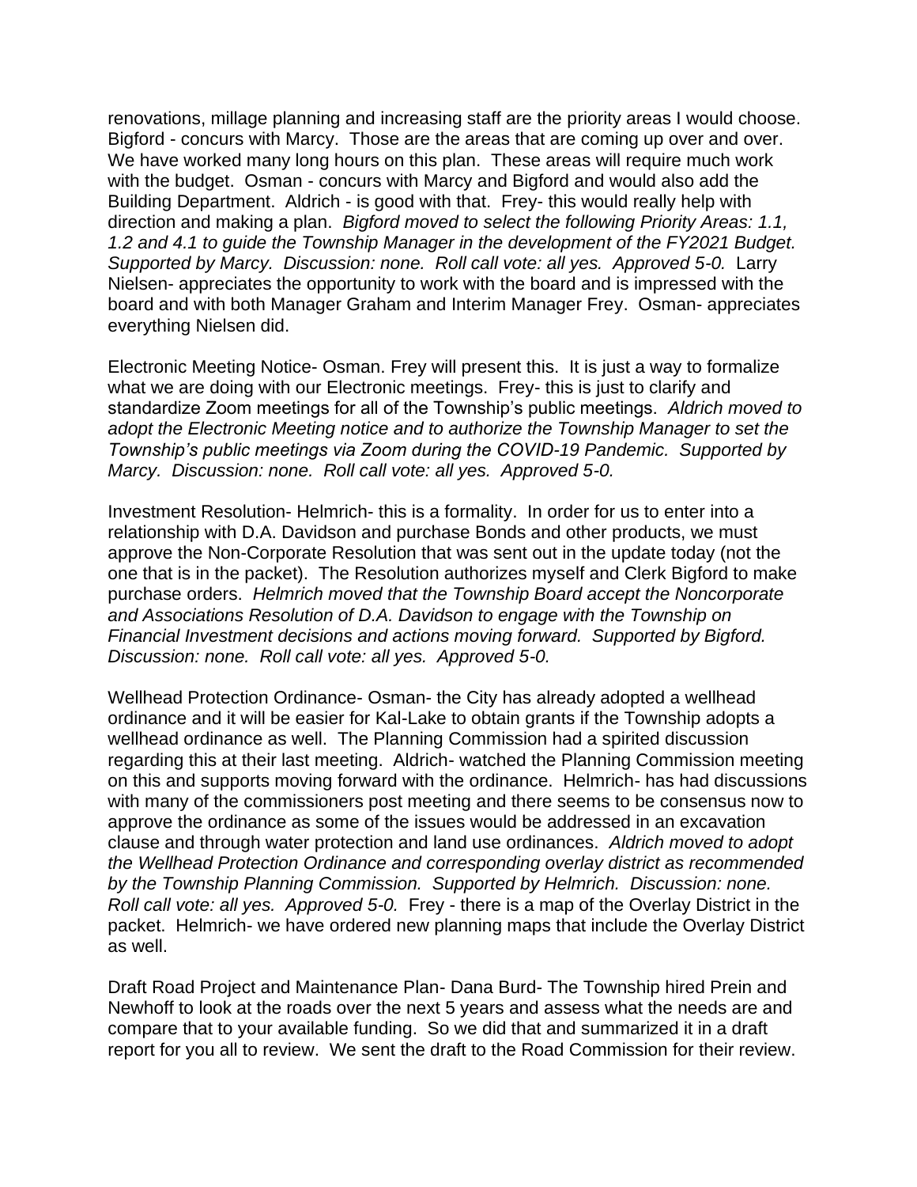renovations, millage planning and increasing staff are the priority areas I would choose. Bigford - concurs with Marcy. Those are the areas that are coming up over and over. We have worked many long hours on this plan. These areas will require much work with the budget. Osman - concurs with Marcy and Bigford and would also add the Building Department. Aldrich - is good with that. Frey- this would really help with direction and making a plan. *Bigford moved to select the following Priority Areas: 1.1, 1.2 and 4.1 to guide the Township Manager in the development of the FY2021 Budget. Supported by Marcy. Discussion: none. Roll call vote: all yes. Approved 5-0.* Larry Nielsen- appreciates the opportunity to work with the board and is impressed with the board and with both Manager Graham and Interim Manager Frey. Osman- appreciates everything Nielsen did.

Electronic Meeting Notice- Osman. Frey will present this. It is just a way to formalize what we are doing with our Electronic meetings. Frey- this is just to clarify and standardize Zoom meetings for all of the Township's public meetings. *Aldrich moved to adopt the Electronic Meeting notice and to authorize the Township Manager to set the Township's public meetings via Zoom during the COVID-19 Pandemic. Supported by Marcy. Discussion: none. Roll call vote: all yes. Approved 5-0.*

Investment Resolution- Helmrich- this is a formality. In order for us to enter into a relationship with D.A. Davidson and purchase Bonds and other products, we must approve the Non-Corporate Resolution that was sent out in the update today (not the one that is in the packet). The Resolution authorizes myself and Clerk Bigford to make purchase orders. *Helmrich moved that the Township Board accept the Noncorporate and Associations Resolution of D.A. Davidson to engage with the Township on Financial Investment decisions and actions moving forward. Supported by Bigford. Discussion: none. Roll call vote: all yes. Approved 5-0.*

Wellhead Protection Ordinance- Osman- the City has already adopted a wellhead ordinance and it will be easier for Kal-Lake to obtain grants if the Township adopts a wellhead ordinance as well. The Planning Commission had a spirited discussion regarding this at their last meeting. Aldrich- watched the Planning Commission meeting on this and supports moving forward with the ordinance. Helmrich- has had discussions with many of the commissioners post meeting and there seems to be consensus now to approve the ordinance as some of the issues would be addressed in an excavation clause and through water protection and land use ordinances. *Aldrich moved to adopt the Wellhead Protection Ordinance and corresponding overlay district as recommended by the Township Planning Commission. Supported by Helmrich. Discussion: none. Roll call vote: all yes. Approved 5-0.* Frey - there is a map of the Overlay District in the packet. Helmrich- we have ordered new planning maps that include the Overlay District as well.

Draft Road Project and Maintenance Plan- Dana Burd- The Township hired Prein and Newhoff to look at the roads over the next 5 years and assess what the needs are and compare that to your available funding. So we did that and summarized it in a draft report for you all to review. We sent the draft to the Road Commission for their review.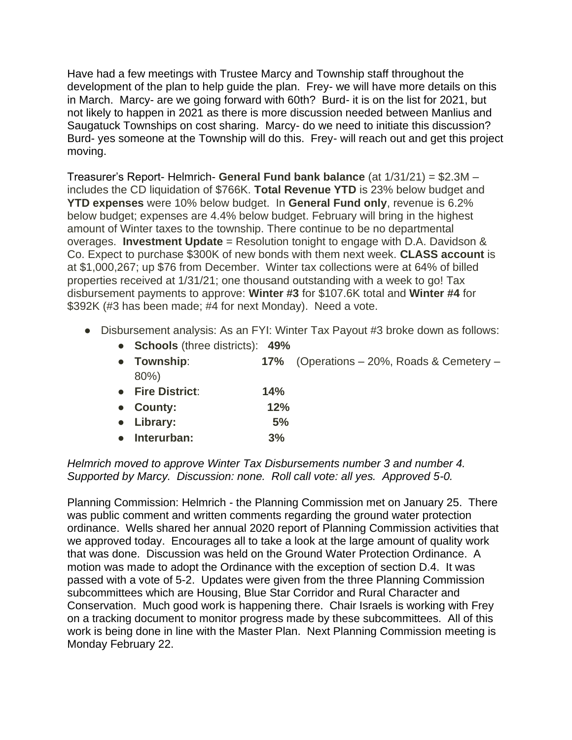Have had a few meetings with Trustee Marcy and Township staff throughout the development of the plan to help guide the plan. Frey- we will have more details on this in March. Marcy- are we going forward with 60th? Burd- it is on the list for 2021, but not likely to happen in 2021 as there is more discussion needed between Manlius and Saugatuck Townships on cost sharing. Marcy- do we need to initiate this discussion? Burd- yes someone at the Township will do this. Frey- will reach out and get this project moving.

Treasurer's Report- Helmrich- **General Fund bank balance** (at 1/31/21) = $2.3M – includes the CD liquidation of $766K. **Total Revenue YTD** is 23% below budget and **YTD expenses** were 10% below budget. In **General Fund only**, revenue is 6.2% below budget; expenses are 4.4% below budget. February will bring in the highest amount of Winter taxes to the township. There continue to be no departmental overages. **Investment Update** = Resolution tonight to engage with D.A. Davidson & Co. Expect to purchase $300K of new bonds with them next week. **CLASS account** is at $1,000,267; up $76 from December. Winter tax collections were at 64% of billed properties received at 1/31/21; one thousand outstanding with a week to go! Tax disbursement payments to approve: **Winter #3** for $107.6K total and **Winter #4** for $392K (#3 has been made; #4 for next Monday). Need a vote.

- Disbursement analysis: As an FYI: Winter Tax Payout #3 broke down as follows:
  - **Schools** (three districts): **49%**
  - **Township**: **17%** (Operations – 20%, Roads & Cemetery – 80%)
  - **Fire District**: **14%**
  - **County: 12%**
  - **Library: 5%**
  - **Interurban: 3%**

*Helmrich moved to approve Winter Tax Disbursements number 3 and number 4. Supported by Marcy. Discussion: none. Roll call vote: all yes. Approved 5-0.*

Planning Commission: Helmrich - the Planning Commission met on January 25. There was public comment and written comments regarding the ground water protection ordinance. Wells shared her annual 2020 report of Planning Commission activities that we approved today. Encourages all to take a look at the large amount of quality work that was done. Discussion was held on the Ground Water Protection Ordinance. A motion was made to adopt the Ordinance with the exception of section D.4. It was passed with a vote of 5-2. Updates were given from the three Planning Commission subcommittees which are Housing, Blue Star Corridor and Rural Character and Conservation. Much good work is happening there. Chair Israels is working with Frey on a tracking document to monitor progress made by these subcommittees. All of this work is being done in line with the Master Plan. Next Planning Commission meeting is Monday February 22.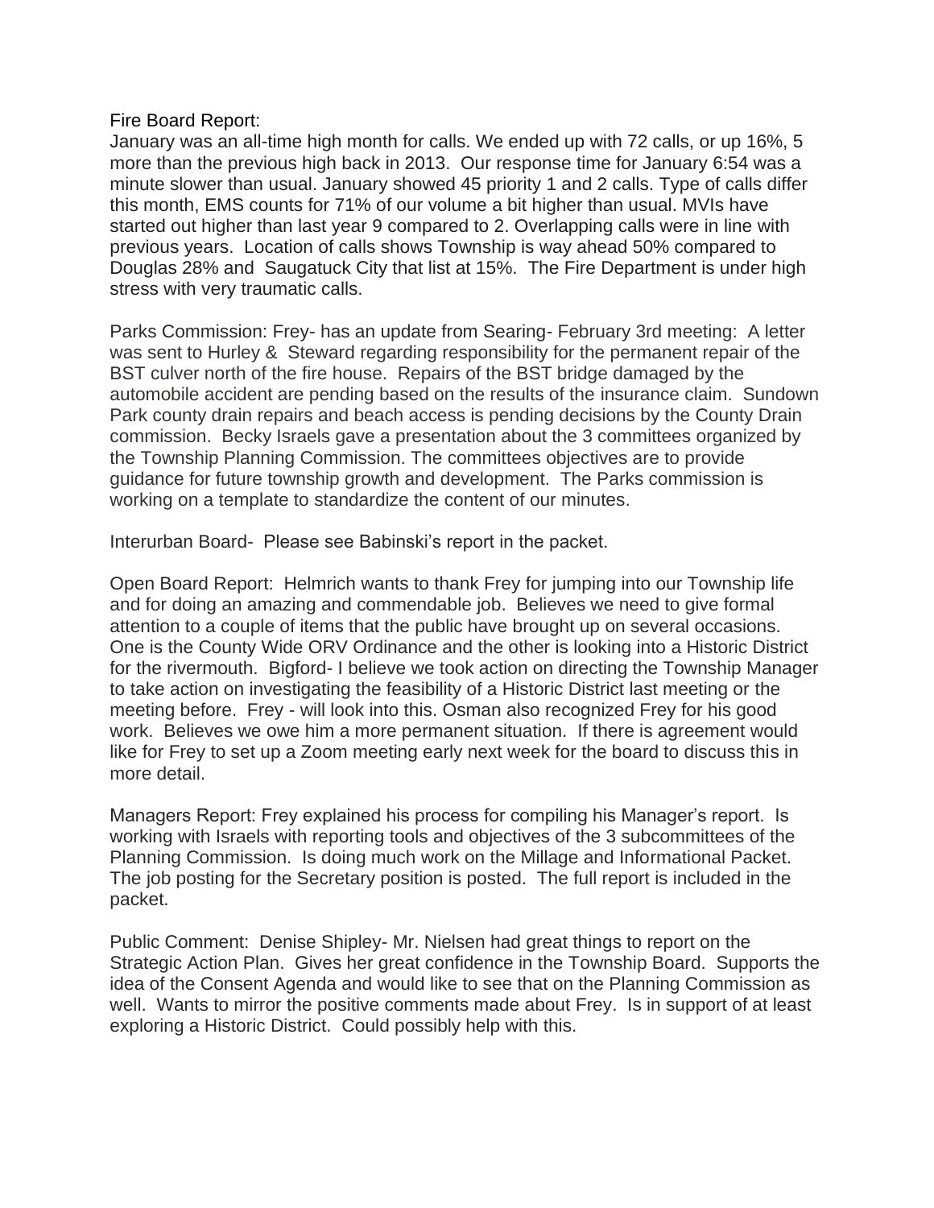Fire Board Report:
January was an all-time high month for calls. We ended up with 72 calls, or up 16%, 5 more than the previous high back in 2013. Our response time for January 6:54 was a minute slower than usual. January showed 45 priority 1 and 2 calls. Type of calls differ this month, EMS counts for 71% of our volume a bit higher than usual. MVIs have started out higher than last year 9 compared to 2. Overlapping calls were in line with previous years. Location of calls shows Township is way ahead 50% compared to Douglas 28% and Saugatuck City that list at 15%. The Fire Department is under high stress with very traumatic calls.

Parks Commission: Frey- has an update from Searing- February 3rd meeting: A letter was sent to Hurley & Steward regarding responsibility for the permanent repair of the BST culver north of the fire house. Repairs of the BST bridge damaged by the automobile accident are pending based on the results of the insurance claim. Sundown Park county drain repairs and beach access is pending decisions by the County Drain commission. Becky Israels gave a presentation about the 3 committees organized by the Township Planning Commission. The committees objectives are to provide guidance for future township growth and development. The Parks commission is working on a template to standardize the content of our minutes.

Interurban Board- Please see Babinski's report in the packet.

Open Board Report: Helmrich wants to thank Frey for jumping into our Township life and for doing an amazing and commendable job. Believes we need to give formal attention to a couple of items that the public have brought up on several occasions. One is the County Wide ORV Ordinance and the other is looking into a Historic District for the rivermouth. Bigford- I believe we took action on directing the Township Manager to take action on investigating the feasibility of a Historic District last meeting or the meeting before. Frey - will look into this. Osman also recognized Frey for his good work. Believes we owe him a more permanent situation. If there is agreement would like for Frey to set up a Zoom meeting early next week for the board to discuss this in more detail.

Managers Report: Frey explained his process for compiling his Manager's report. Is working with Israels with reporting tools and objectives of the 3 subcommittees of the Planning Commission. Is doing much work on the Millage and Informational Packet. The job posting for the Secretary position is posted. The full report is included in the packet.

Public Comment: Denise Shipley- Mr. Nielsen had great things to report on the Strategic Action Plan. Gives her great confidence in the Township Board. Supports the idea of the Consent Agenda and would like to see that on the Planning Commission as well. Wants to mirror the positive comments made about Frey. Is in support of at least exploring a Historic District. Could possibly help with this.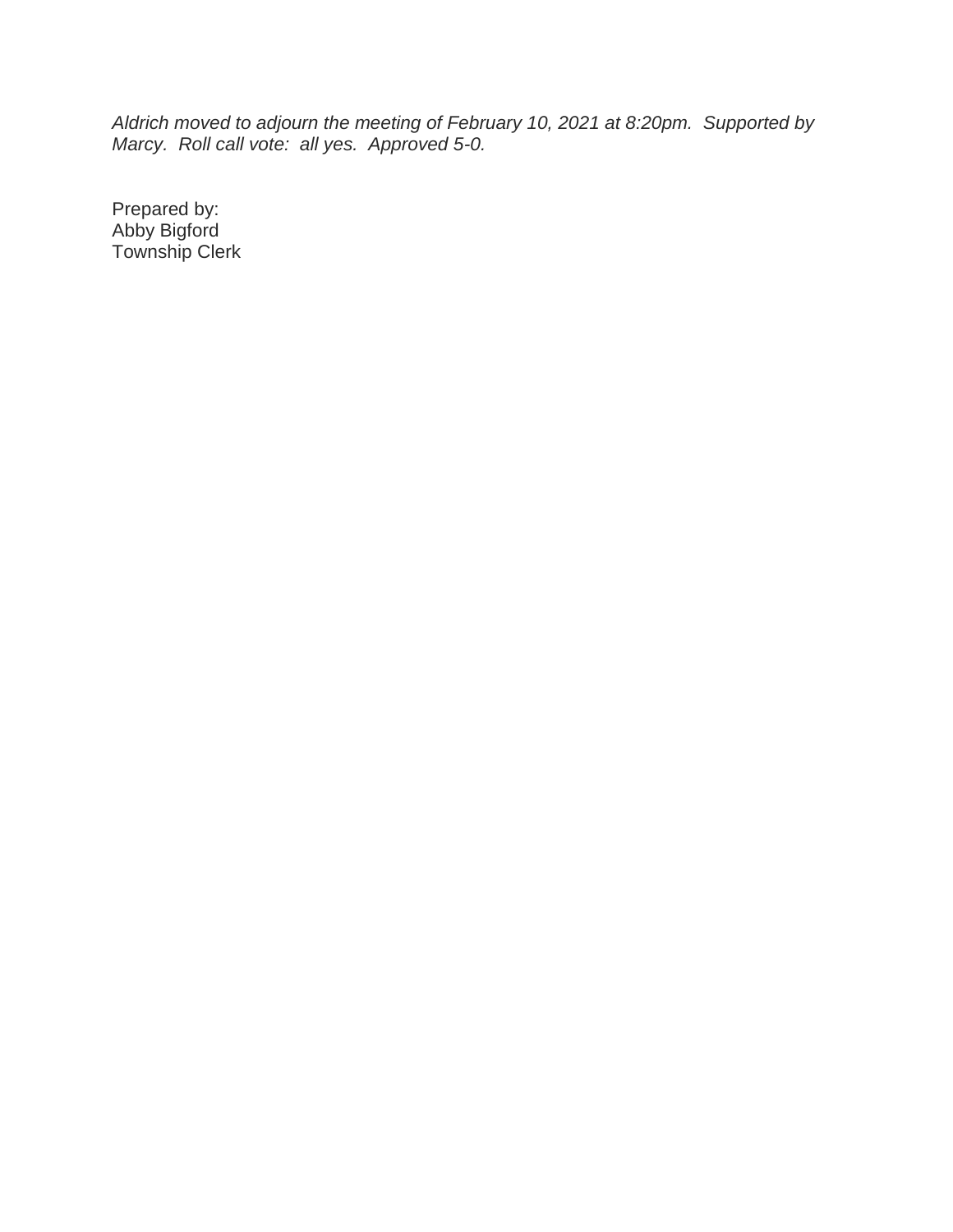*Aldrich moved to adjourn the meeting of February 10, 2021 at 8:20pm. Supported by Marcy. Roll call vote: all yes. Approved 5-0.*

Prepared by:
Abby Bigford
Township Clerk